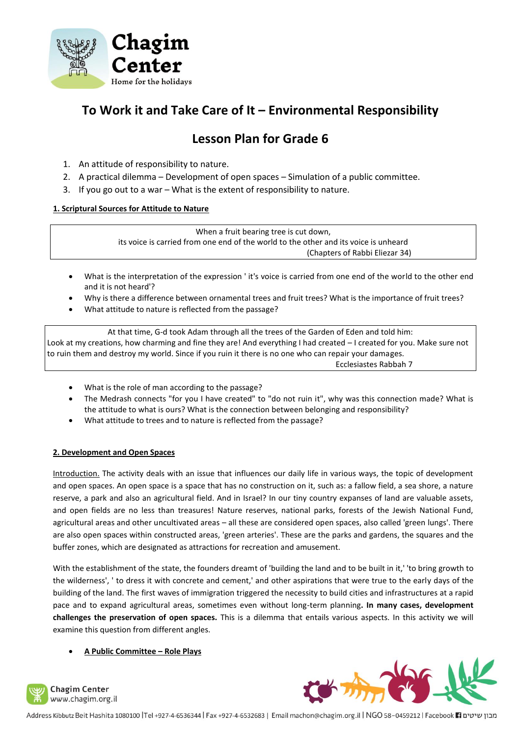Chagim Center

Home for the holidays

# To Work it and Take Care of It – Environmental Responsibility

## Lesson Plan for Grade 6

1. An attitude of responsibility to nature.
2. A practical dilemma – Development of open spaces – Simulation of a public committee.
3. If you go out to a war – What is the extent of responsibility to nature.

**1. Scriptural Sources for Attitude to Nature**

> When a fruit bearing tree is cut down,
> its voice is carried from one end of the world to the other and its voice is unheard
> (Chapters of Rabbi Eliezar 34)

- What is the interpretation of the expression ' it's voice is carried from one end of the world to the other end and it is not heard'?
- Why is there a difference between ornamental trees and fruit trees? What is the importance of fruit trees?
- What attitude to nature is reflected from the passage?

> At that time, G-d took Adam through all the trees of the Garden of Eden and told him:
> Look at my creations, how charming and fine they are! And everything I had created – I created for you. Make sure not to ruin them and destroy my world. Since if you ruin it there is no one who can repair your damages.
> Ecclesiastes Rabbah 7

- What is the role of man according to the passage?
- The Medrash connects "for you I have created" to "do not ruin it", why was this connection made? What is the attitude to what is ours? What is the connection between belonging and responsibility?
- What attitude to trees and to nature is reflected from the passage?

**2. Development and Open Spaces**

Introduction. The activity deals with an issue that influences our daily life in various ways, the topic of development and open spaces. An open space is a space that has no construction on it, such as: a fallow field, a sea shore, a nature reserve, a park and also an agricultural field. And in Israel? In our tiny country expanses of land are valuable assets, and open fields are no less than treasures! Nature reserves, national parks, forests of the Jewish National Fund, agricultural areas and other uncultivated areas – all these are considered open spaces, also called 'green lungs'. There are also open spaces within constructed areas, 'green arteries'. These are the parks and gardens, the squares and the buffer zones, which are designated as attractions for recreation and amusement.

With the establishment of the state, the founders dreamt of 'building the land and to be built in it,' 'to bring growth to the wilderness', ' to dress it with concrete and cement,' and other aspirations that were true to the early days of the building of the land. The first waves of immigration triggered the necessity to build cities and infrastructures at a rapid pace and to expand agricultural areas, sometimes even without long-term planning**. In many cases, development challenges the preservation of open spaces.** This is a dilemma that entails various aspects. In this activity we will examine this question from different angles.

- **A Public Committee – Role Plays**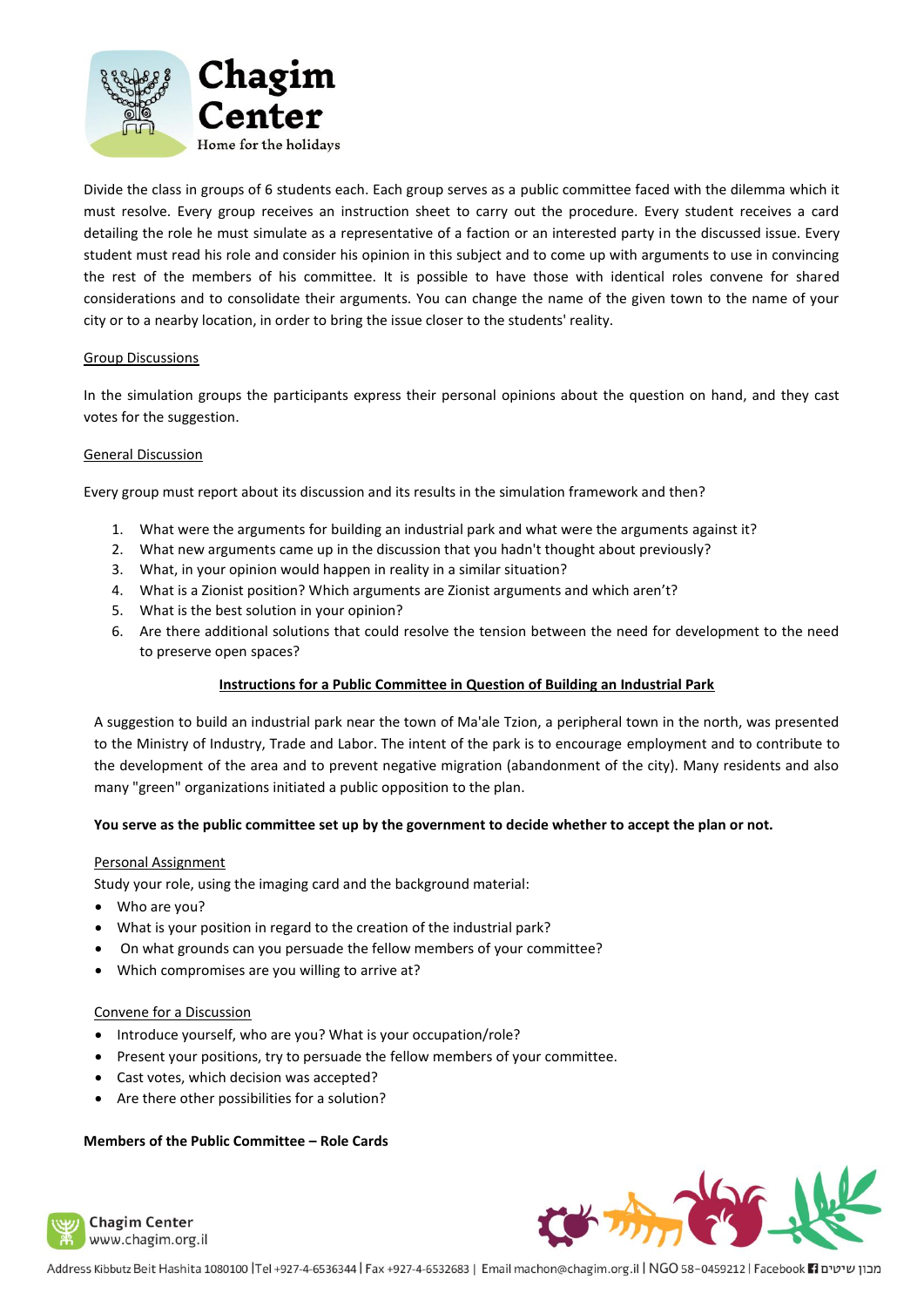Divide the class in groups of 6 students each. Each group serves as a public committee faced with the dilemma which it must resolve. Every group receives an instruction sheet to carry out the procedure. Every student receives a card detailing the role he must simulate as a representative of a faction or an interested party in the discussed issue. Every student must read his role and consider his opinion in this subject and to come up with arguments to use in convincing the rest of the members of his committee. It is possible to have those with identical roles convene for shared considerations and to consolidate their arguments. You can change the name of the given town to the name of your city or to a nearby location, in order to bring the issue closer to the students' reality.

Group Discussions

In the simulation groups the participants express their personal opinions about the question on hand, and they cast votes for the suggestion.

General Discussion

Every group must report about its discussion and its results in the simulation framework and then?

1. What were the arguments for building an industrial park and what were the arguments against it?
2. What new arguments came up in the discussion that you hadn't thought about previously?
3. What, in your opinion would happen in reality in a similar situation?
4. What is a Zionist position? Which arguments are Zionist arguments and which aren't?
5. What is the best solution in your opinion?
6. Are there additional solutions that could resolve the tension between the need for development to the need to preserve open spaces?

**Instructions for a Public Committee in Question of Building an Industrial Park**

A suggestion to build an industrial park near the town of Ma'ale Tzion, a peripheral town in the north, was presented to the Ministry of Industry, Trade and Labor. The intent of the park is to encourage employment and to contribute to the development of the area and to prevent negative migration (abandonment of the city). Many residents and also many "green" organizations initiated a public opposition to the plan.

**You serve as the public committee set up by the government to decide whether to accept the plan or not.**

Personal Assignment

Study your role, using the imaging card and the background material:

- Who are you?
- What is your position in regard to the creation of the industrial park?
- On what grounds can you persuade the fellow members of your committee?
- Which compromises are you willing to arrive at?

Convene for a Discussion

- Introduce yourself, who are you? What is your occupation/role?
- Present your positions, try to persuade the fellow members of your committee.
- Cast votes, which decision was accepted?
- Are there other possibilities for a solution?

**Members of the Public Committee – Role Cards**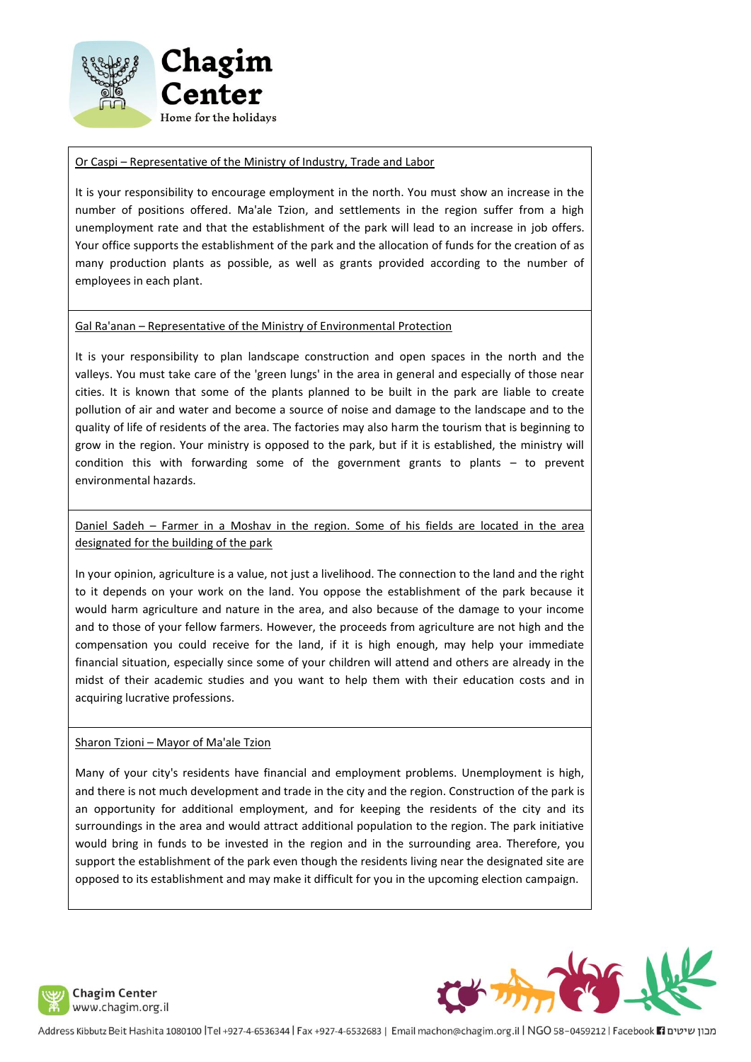Or Caspi – Representative of the Ministry of Industry, Trade and Labor

It is your responsibility to encourage employment in the north. You must show an increase in the number of positions offered. Ma'ale Tzion, and settlements in the region suffer from a high unemployment rate and that the establishment of the park will lead to an increase in job offers. Your office supports the establishment of the park and the allocation of funds for the creation of as many production plants as possible, as well as grants provided according to the number of employees in each plant.

Gal Ra'anan – Representative of the Ministry of Environmental Protection

It is your responsibility to plan landscape construction and open spaces in the north and the valleys. You must take care of the 'green lungs' in the area in general and especially of those near cities. It is known that some of the plants planned to be built in the park are liable to create pollution of air and water and become a source of noise and damage to the landscape and to the quality of life of residents of the area. The factories may also harm the tourism that is beginning to grow in the region. Your ministry is opposed to the park, but if it is established, the ministry will condition this with forwarding some of the government grants to plants – to prevent environmental hazards.

Daniel Sadeh – Farmer in a Moshav in the region. Some of his fields are located in the area designated for the building of the park

In your opinion, agriculture is a value, not just a livelihood. The connection to the land and the right to it depends on your work on the land. You oppose the establishment of the park because it would harm agriculture and nature in the area, and also because of the damage to your income and to those of your fellow farmers. However, the proceeds from agriculture are not high and the compensation you could receive for the land, if it is high enough, may help your immediate financial situation, especially since some of your children will attend and others are already in the midst of their academic studies and you want to help them with their education costs and in acquiring lucrative professions.

Sharon Tzioni – Mayor of Ma'ale Tzion

Many of your city's residents have financial and employment problems. Unemployment is high, and there is not much development and trade in the city and the region. Construction of the park is an opportunity for additional employment, and for keeping the residents of the city and its surroundings in the area and would attract additional population to the region. The park initiative would bring in funds to be invested in the region and in the surrounding area. Therefore, you support the establishment of the park even though the residents living near the designated site are opposed to its establishment and may make it difficult for you in the upcoming election campaign.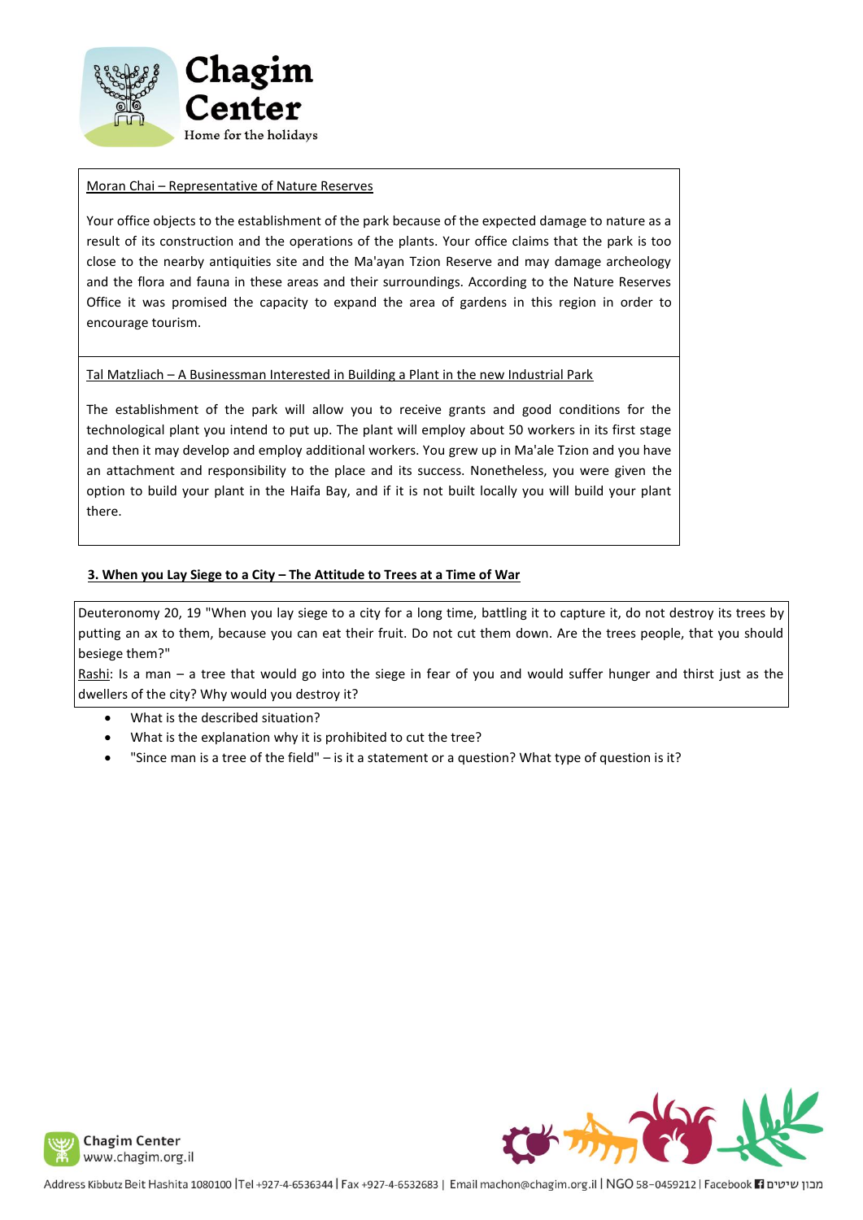Moran Chai – Representative of Nature Reserves

Your office objects to the establishment of the park because of the expected damage to nature as a result of its construction and the operations of the plants. Your office claims that the park is too close to the nearby antiquities site and the Ma'ayan Tzion Reserve and may damage archeology and the flora and fauna in these areas and their surroundings. According to the Nature Reserves Office it was promised the capacity to expand the area of gardens in this region in order to encourage tourism.

Tal Matzliach – A Businessman Interested in Building a Plant in the new Industrial Park

The establishment of the park will allow you to receive grants and good conditions for the technological plant you intend to put up. The plant will employ about 50 workers in its first stage and then it may develop and employ additional workers. You grew up in Ma'ale Tzion and you have an attachment and responsibility to the place and its success. Nonetheless, you were given the option to build your plant in the Haifa Bay, and if it is not built locally you will build your plant there.

### 3. When you Lay Siege to a City – The Attitude to Trees at a Time of War

Deuteronomy 20, 19 "When you lay siege to a city for a long time, battling it to capture it, do not destroy its trees by putting an ax to them, because you can eat their fruit. Do not cut them down. Are the trees people, that you should besiege them?"

Rashi: Is a man – a tree that would go into the siege in fear of you and would suffer hunger and thirst just as the dwellers of the city? Why would you destroy it?

- What is the described situation?
- What is the explanation why it is prohibited to cut the tree?
- "Since man is a tree of the field" – is it a statement or a question? What type of question is it?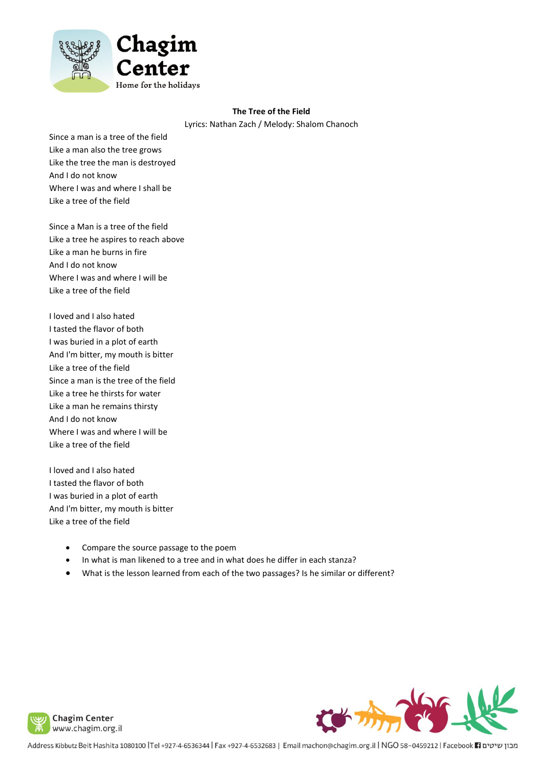**The Tree of the Field**

Lyrics: Nathan Zach / Melody: Shalom Chanoch

Since a man is a tree of the field
Like a man also the tree grows
Like the tree the man is destroyed
And I do not know
Where I was and where I shall be
Like a tree of the field

Since a Man is a tree of the field
Like a tree he aspires to reach above
Like a man he burns in fire
And I do not know
Where I was and where I will be
Like a tree of the field

I loved and I also hated
I tasted the flavor of both
I was buried in a plot of earth
And I'm bitter, my mouth is bitter
Like a tree of the field
Since a man is the tree of the field
Like a tree he thirsts for water
Like a man he remains thirsty
And I do not know
Where I was and where I will be
Like a tree of the field

I loved and I also hated
I tasted the flavor of both
I was buried in a plot of earth
And I'm bitter, my mouth is bitter
Like a tree of the field

- Compare the source passage to the poem
- In what is man likened to a tree and in what does he differ in each stanza?
- What is the lesson learned from each of the two passages? Is he similar or different?